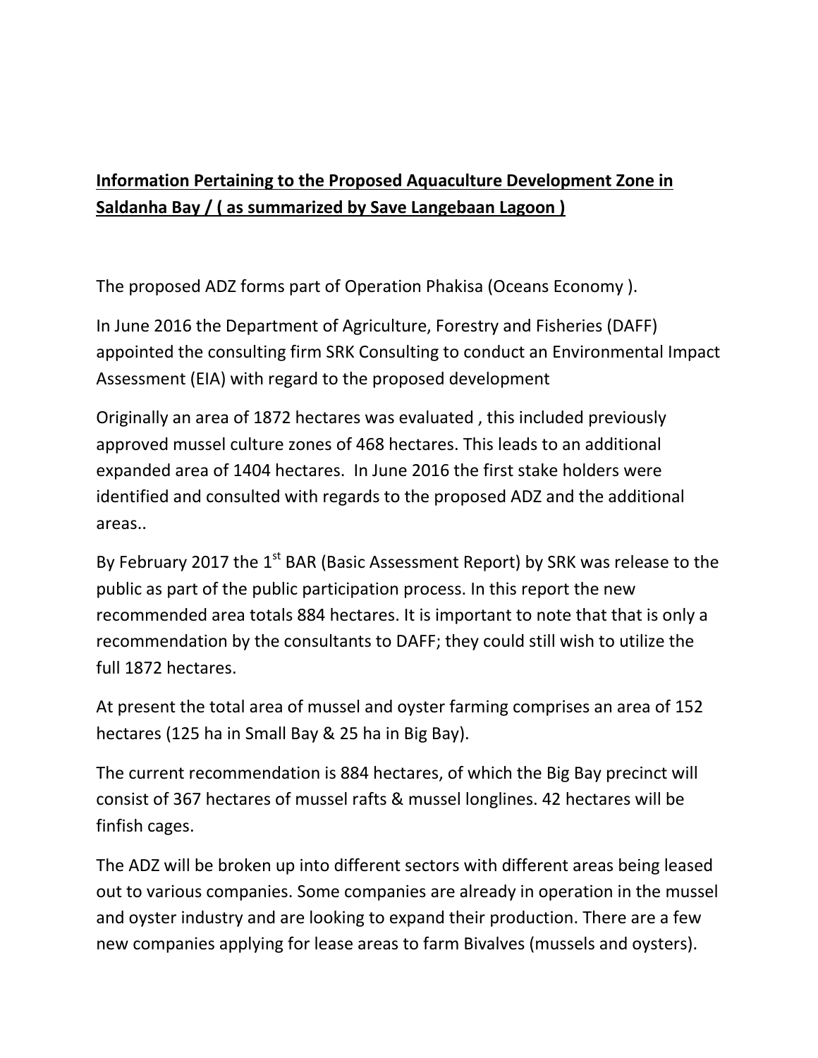**Information Pertaining to the Proposed Aquaculture Development Zone in Saldanha Bay / ( as summarized by Save Langebaan Lagoon )**

The proposed ADZ forms part of Operation Phakisa (Oceans Economy ).

In June 2016 the Department of Agriculture, Forestry and Fisheries (DAFF) appointed the consulting firm SRK Consulting to conduct an Environmental Impact Assessment (EIA) with regard to the proposed development

Originally an area of 1872 hectares was evaluated , this included previously approved mussel culture zones of 468 hectares. This leads to an additional expanded area of 1404 hectares. In June 2016 the first stake holders were identified and consulted with regards to the proposed ADZ and the additional areas..

By February 2017 the 1st BAR (Basic Assessment Report) by SRK was release to the public as part of the public participation process. In this report the new recommended area totals 884 hectares. It is important to note that that is only a recommendation by the consultants to DAFF; they could still wish to utilize the full 1872 hectares.

At present the total area of mussel and oyster farming comprises an area of 152 hectares (125 ha in Small Bay & 25 ha in Big Bay).

The current recommendation is 884 hectares, of which the Big Bay precinct will consist of 367 hectares of mussel rafts & mussel longlines. 42 hectares will be finfish cages.

The ADZ will be broken up into different sectors with different areas being leased out to various companies. Some companies are already in operation in the mussel and oyster industry and are looking to expand their production. There are a few new companies applying for lease areas to farm Bivalves (mussels and oysters).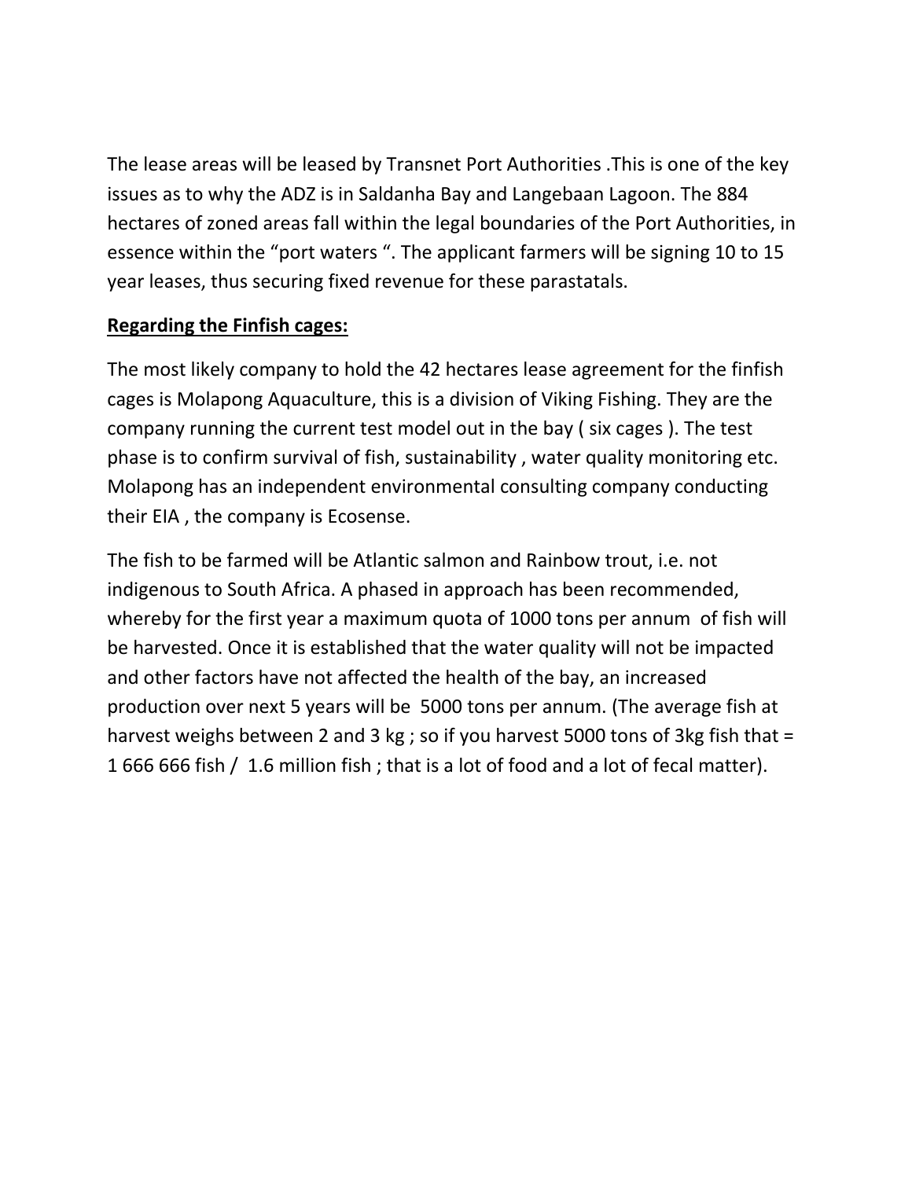The lease areas will be leased by Transnet Port Authorities .This is one of the key issues as to why the ADZ is in Saldanha Bay and Langebaan Lagoon. The 884 hectares of zoned areas fall within the legal boundaries of the Port Authorities, in essence within the “port waters “. The applicant farmers will be signing 10 to 15 year leases, thus securing fixed revenue for these parastatals.

**Regarding the Finfish cages:**

The most likely company to hold the 42 hectares lease agreement for the finfish cages is Molapong Aquaculture, this is a division of Viking Fishing. They are the company running the current test model out in the bay ( six cages ). The test phase is to confirm survival of fish, sustainability , water quality monitoring etc. Molapong has an independent environmental consulting company conducting their EIA , the company is Ecosense.

The fish to be farmed will be Atlantic salmon and Rainbow trout, i.e. not indigenous to South Africa. A phased in approach has been recommended, whereby for the first year a maximum quota of 1000 tons per annum of fish will be harvested. Once it is established that the water quality will not be impacted and other factors have not affected the health of the bay, an increased production over next 5 years will be 5000 tons per annum. (The average fish at harvest weighs between 2 and 3 kg ; so if you harvest 5000 tons of 3kg fish that = 1 666 666 fish / 1.6 million fish ; that is a lot of food and a lot of fecal matter).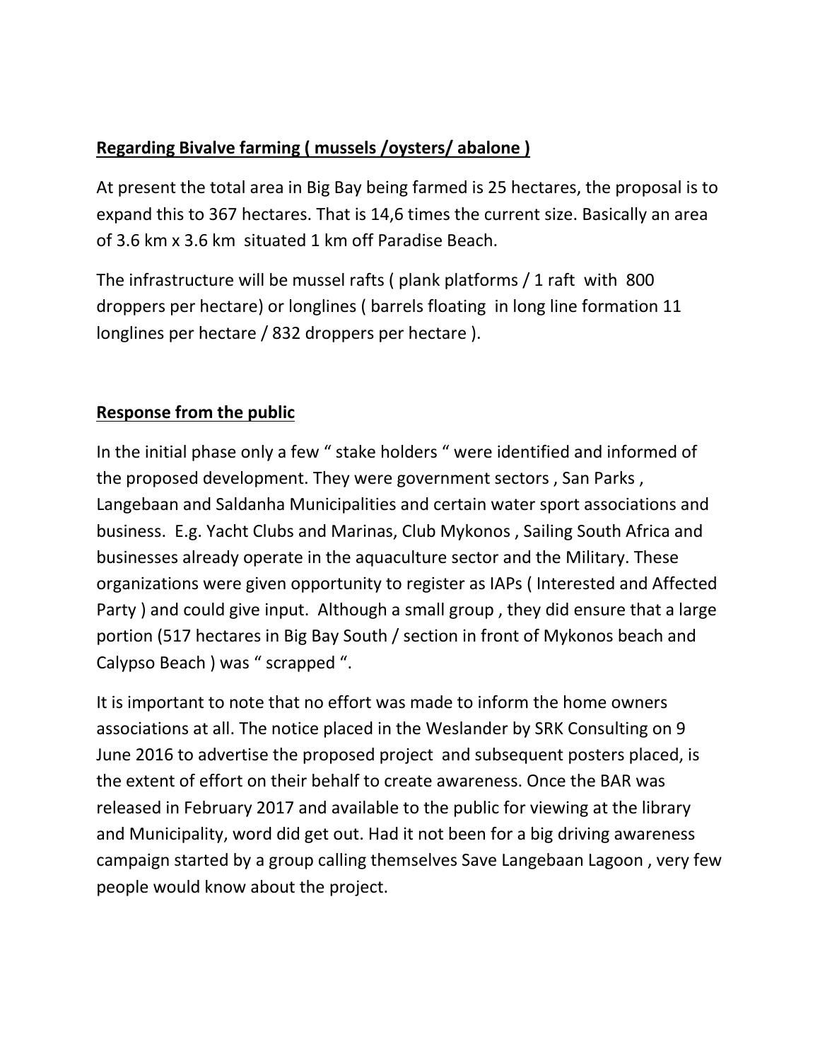**Regarding Bivalve farming ( mussels /oysters/ abalone )**

At present the total area in Big Bay being farmed is 25 hectares, the proposal is to expand this to 367 hectares. That is 14,6 times the current size. Basically an area of 3.6 km x 3.6 km situated 1 km off Paradise Beach.

The infrastructure will be mussel rafts ( plank platforms / 1 raft with 800 droppers per hectare) or longlines ( barrels floating in long line formation 11 longlines per hectare / 832 droppers per hectare ).

**Response from the public**

In the initial phase only a few " stake holders " were identified and informed of the proposed development. They were government sectors , San Parks , Langebaan and Saldanha Municipalities and certain water sport associations and business. E.g. Yacht Clubs and Marinas, Club Mykonos , Sailing South Africa and businesses already operate in the aquaculture sector and the Military. These organizations were given opportunity to register as IAPs ( Interested and Affected Party ) and could give input. Although a small group , they did ensure that a large portion (517 hectares in Big Bay South / section in front of Mykonos beach and Calypso Beach ) was " scrapped ".

It is important to note that no effort was made to inform the home owners associations at all. The notice placed in the Weslander by SRK Consulting on 9 June 2016 to advertise the proposed project and subsequent posters placed, is the extent of effort on their behalf to create awareness. Once the BAR was released in February 2017 and available to the public for viewing at the library and Municipality, word did get out. Had it not been for a big driving awareness campaign started by a group calling themselves Save Langebaan Lagoon , very few people would know about the project.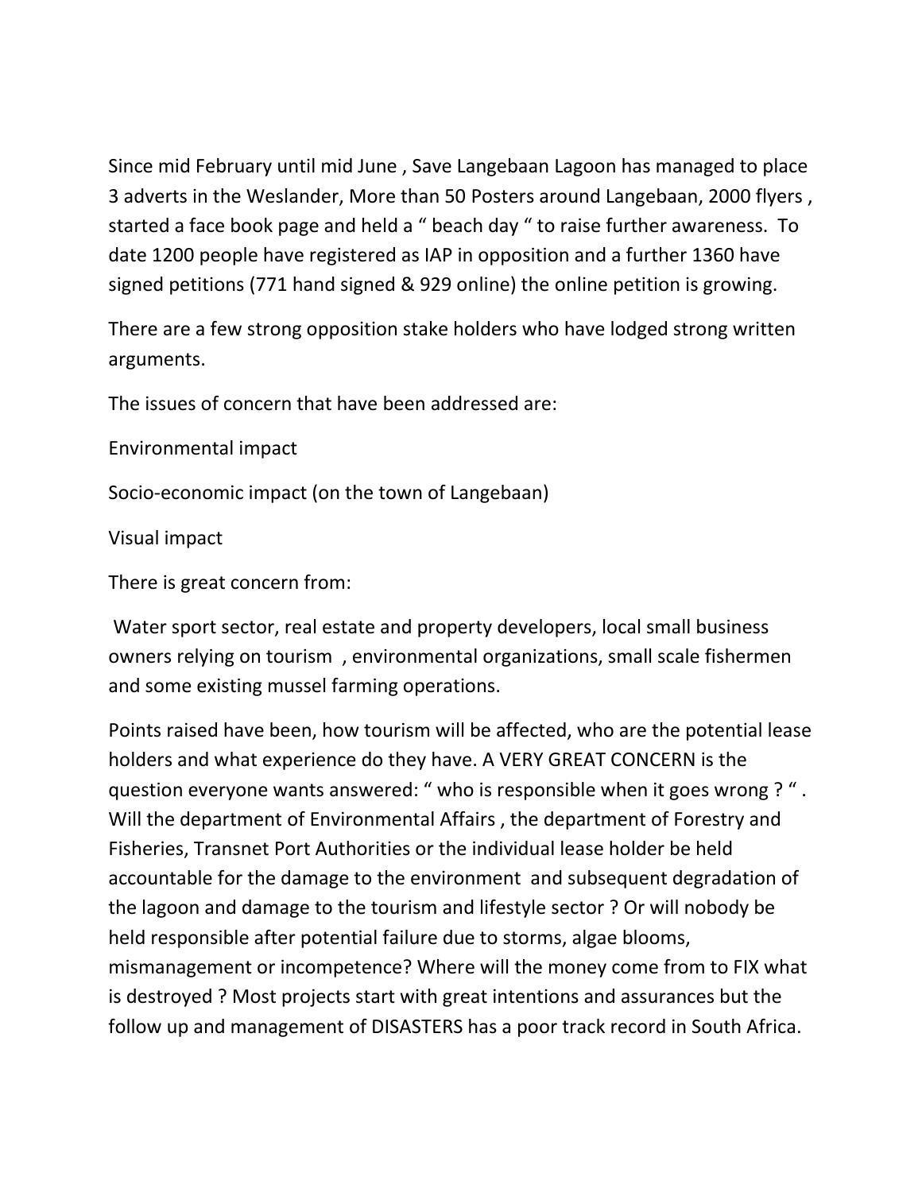Since mid February until mid June , Save Langebaan Lagoon has managed to place 3 adverts in the Weslander, More than 50 Posters around Langebaan, 2000 flyers , started a face book page and held a " beach day " to raise further awareness. To date 1200 people have registered as IAP in opposition and a further 1360 have signed petitions (771 hand signed & 929 online) the online petition is growing.

There are a few strong opposition stake holders who have lodged strong written arguments.

The issues of concern that have been addressed are:

Environmental impact

Socio-economic impact (on the town of Langebaan)

Visual impact

There is great concern from:

Water sport sector, real estate and property developers, local small business owners relying on tourism , environmental organizations, small scale fishermen and some existing mussel farming operations.

Points raised have been, how tourism will be affected, who are the potential lease holders and what experience do they have. A VERY GREAT CONCERN is the question everyone wants answered: " who is responsible when it goes wrong ? " . Will the department of Environmental Affairs , the department of Forestry and Fisheries, Transnet Port Authorities or the individual lease holder be held accountable for the damage to the environment and subsequent degradation of the lagoon and damage to the tourism and lifestyle sector ? Or will nobody be held responsible after potential failure due to storms, algae blooms, mismanagement or incompetence? Where will the money come from to FIX what is destroyed ? Most projects start with great intentions and assurances but the follow up and management of DISASTERS has a poor track record in South Africa.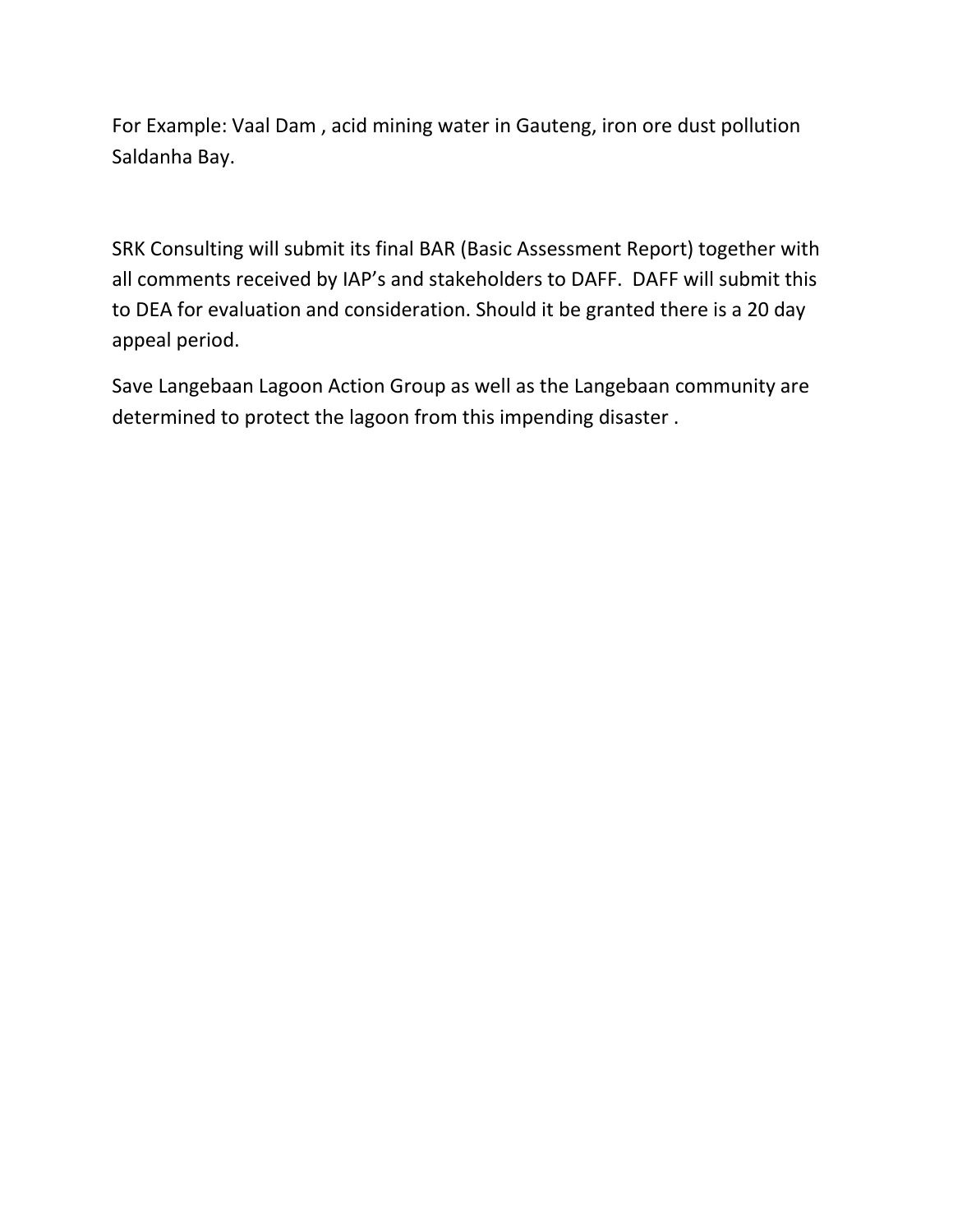For Example: Vaal Dam , acid mining water in Gauteng, iron ore dust pollution Saldanha Bay.

SRK Consulting will submit its final BAR (Basic Assessment Report) together with all comments received by IAP's and stakeholders to DAFF. DAFF will submit this to DEA for evaluation and consideration. Should it be granted there is a 20 day appeal period.

Save Langebaan Lagoon Action Group as well as the Langebaan community are determined to protect the lagoon from this impending disaster .